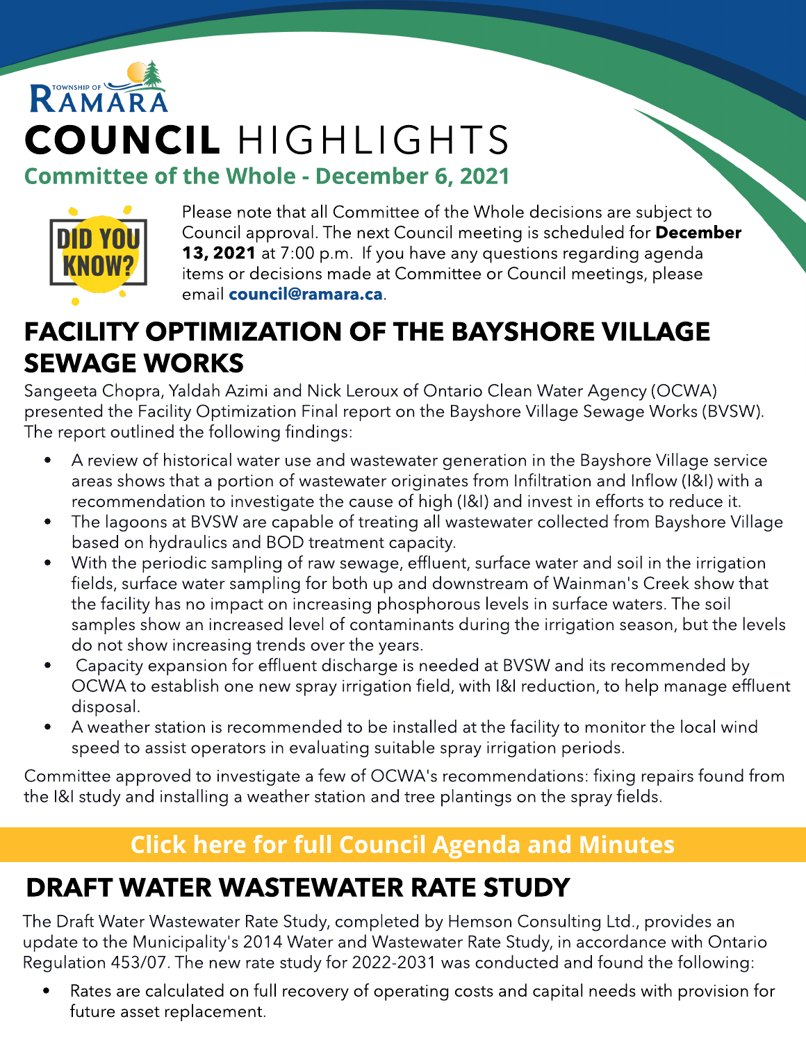TOWNSHIP OF RAMARA

# COUNCIL HIGHLIGHTS

## Committee of the Whole - December 6, 2021

DID YOU KNOW?

Please note that all Committee of the Whole decisions are subject to Council approval. The next Council meeting is scheduled for **December 13, 2021** at 7:00 p.m. If you have any questions regarding agenda items or decisions made at Committee or Council meetings, please email **council@ramara.ca**.

## FACILITY OPTIMIZATION OF THE BAYSHORE VILLAGE SEWAGE WORKS

Sangeeta Chopra, Yaldah Azimi and Nick Leroux of Ontario Clean Water Agency (OCWA) presented the Facility Optimization Final report on the Bayshore Village Sewage Works (BVSW). The report outlined the following findings:

- A review of historical water use and wastewater generation in the Bayshore Village service areas shows that a portion of wastewater originates from Infiltration and Inflow (I&I) with a recommendation to investigate the cause of high (I&I) and invest in efforts to reduce it.
- The lagoons at BVSW are capable of treating all wastewater collected from Bayshore Village based on hydraulics and BOD treatment capacity.
- With the periodic sampling of raw sewage, effluent, surface water and soil in the irrigation fields, surface water sampling for both up and downstream of Wainman's Creek show that the facility has no impact on increasing phosphorous levels in surface waters. The soil samples show an increased level of contaminants during the irrigation season, but the levels do not show increasing trends over the years.
- Capacity expansion for effluent discharge is needed at BVSW and its recommended by OCWA to establish one new spray irrigation field, with I&I reduction, to help manage effluent disposal.
- A weather station is recommended to be installed at the facility to monitor the local wind speed to assist operators in evaluating suitable spray irrigation periods.

Committee approved to investigate a few of OCWA's recommendations: fixing repairs found from the I&I study and installing a weather station and tree plantings on the spray fields.

**Click here for full Council Agenda and Minutes**

## DRAFT WATER WASTEWATER RATE STUDY

The Draft Water Wastewater Rate Study, completed by Hemson Consulting Ltd., provides an update to the Municipality's 2014 Water and Wastewater Rate Study, in accordance with Ontario Regulation 453/07. The new rate study for 2022-2031 was conducted and found the following:

- Rates are calculated on full recovery of operating costs and capital needs with provision for future asset replacement.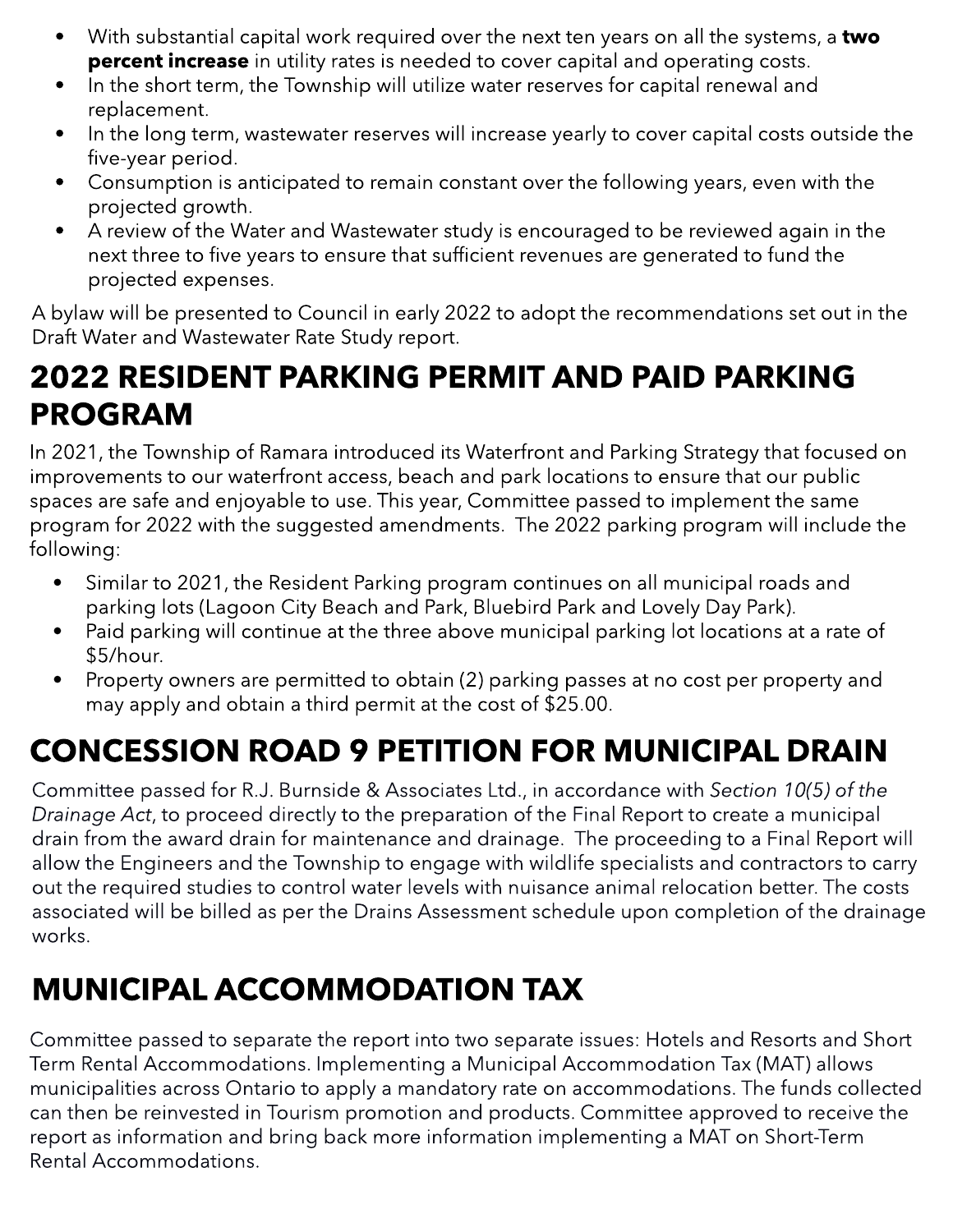- With substantial capital work required over the next ten years on all the systems, a **two percent increase** in utility rates is needed to cover capital and operating costs.
- In the short term, the Township will utilize water reserves for capital renewal and replacement.
- In the long term, wastewater reserves will increase yearly to cover capital costs outside the five-year period.
- Consumption is anticipated to remain constant over the following years, even with the projected growth.
- A review of the Water and Wastewater study is encouraged to be reviewed again in the next three to five years to ensure that sufficient revenues are generated to fund the projected expenses.

A bylaw will be presented to Council in early 2022 to adopt the recommendations set out in the Draft Water and Wastewater Rate Study report.

## 2022 RESIDENT PARKING PERMIT AND PAID PARKING PROGRAM

In 2021, the Township of Ramara introduced its Waterfront and Parking Strategy that focused on improvements to our waterfront access, beach and park locations to ensure that our public spaces are safe and enjoyable to use. This year, Committee passed to implement the same program for 2022 with the suggested amendments. The 2022 parking program will include the following:

- Similar to 2021, the Resident Parking program continues on all municipal roads and parking lots (Lagoon City Beach and Park, Bluebird Park and Lovely Day Park).
- Paid parking will continue at the three above municipal parking lot locations at a rate of $5/hour.
- Property owners are permitted to obtain (2) parking passes at no cost per property and may apply and obtain a third permit at the cost of $25.00.

## CONCESSION ROAD 9 PETITION FOR MUNICIPAL DRAIN

Committee passed for R.J. Burnside & Associates Ltd., in accordance with *Section 10(5) of the Drainage Act*, to proceed directly to the preparation of the Final Report to create a municipal drain from the award drain for maintenance and drainage. The proceeding to a Final Report will allow the Engineers and the Township to engage with wildlife specialists and contractors to carry out the required studies to control water levels with nuisance animal relocation better. The costs associated will be billed as per the Drains Assessment schedule upon completion of the drainage works.

## MUNICIPAL ACCOMMODATION TAX

Committee passed to separate the report into two separate issues: Hotels and Resorts and Short Term Rental Accommodations. Implementing a Municipal Accommodation Tax (MAT) allows municipalities across Ontario to apply a mandatory rate on accommodations. The funds collected can then be reinvested in Tourism promotion and products. Committee approved to receive the report as information and bring back more information implementing a MAT on Short-Term Rental Accommodations.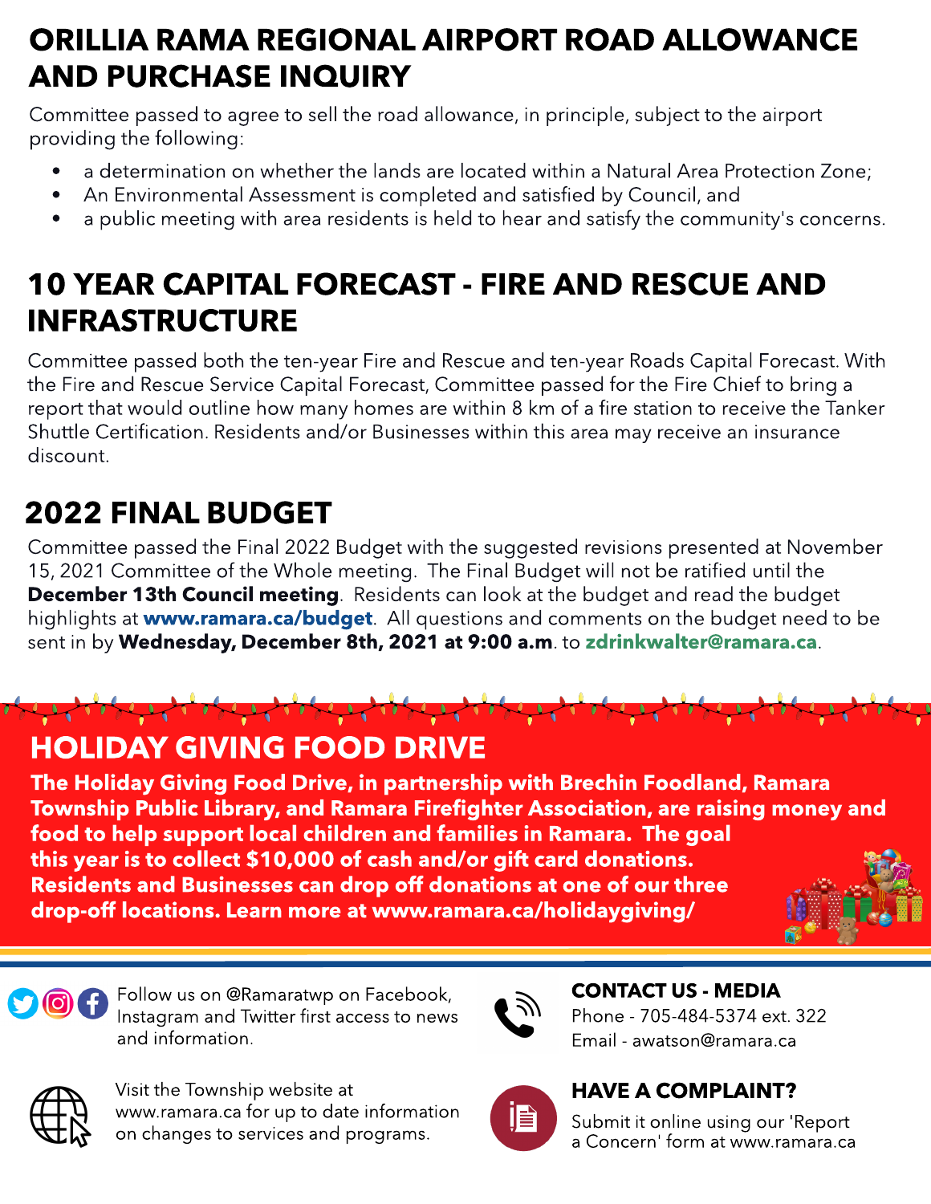## ORILLIA RAMA REGIONAL AIRPORT ROAD ALLOWANCE AND PURCHASE INQUIRY

Committee passed to agree to sell the road allowance, in principle, subject to the airport providing the following:

- a determination on whether the lands are located within a Natural Area Protection Zone;
- An Environmental Assessment is completed and satisfied by Council, and
- a public meeting with area residents is held to hear and satisfy the community's concerns.

## 10 YEAR CAPITAL FORECAST - FIRE AND RESCUE AND INFRASTRUCTURE

Committee passed both the ten-year Fire and Rescue and ten-year Roads Capital Forecast. With the Fire and Rescue Service Capital Forecast, Committee passed for the Fire Chief to bring a report that would outline how many homes are within 8 km of a fire station to receive the Tanker Shuttle Certification. Residents and/or Businesses within this area may receive an insurance discount.

## 2022 FINAL BUDGET

Committee passed the Final 2022 Budget with the suggested revisions presented at November 15, 2021 Committee of the Whole meeting. The Final Budget will not be ratified until the **December 13th Council meeting**. Residents can look at the budget and read the budget highlights at **www.ramara.ca/budget**. All questions and comments on the budget need to be sent in by **Wednesday, December 8th, 2021 at 9:00 a.m**. to **zdrinkwalter@ramara.ca**.

## HOLIDAY GIVING FOOD DRIVE

**The Holiday Giving Food Drive, in partnership with Brechin Foodland, Ramara Township Public Library, and Ramara Firefighter Association, are raising money and food to help support local children and families in Ramara. The goal this year is to collect $10,000 of cash and/or gift card donations. Residents and Businesses can drop off donations at one of our three drop-off locations. Learn more at www.ramara.ca/holidaygiving/**

Follow us on @Ramaratwp on Facebook, Instagram and Twitter first access to news and information.

Visit the Township website at www.ramara.ca for up to date information on changes to services and programs.

### CONTACT US - MEDIA

Phone - 705-484-5374 ext. 322
Email - awatson@ramara.ca

### HAVE A COMPLAINT?

Submit it online using our 'Report a Concern' form at www.ramara.ca